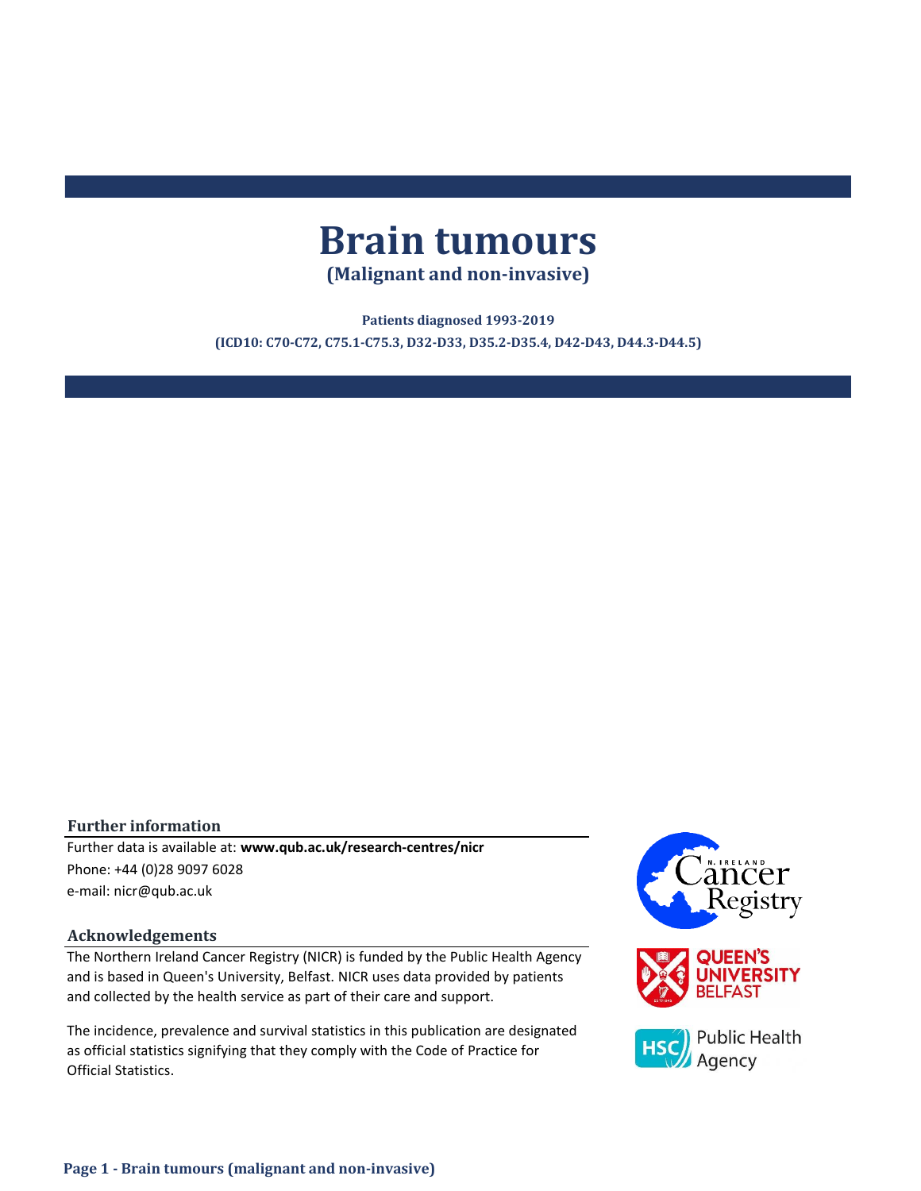# Brain tumours

## (Malignant and non-invasive)

**Patients diagnosed 1993-2019**

**(ICD10: C70-C72, C75.1-C75.3, D32-D33, D35.2-D35.4, D42-D43, D44.3-D44.5)**

### Further information

Further data is available at: **www.qub.ac.uk/research-centres/nicr**

Phone: +44 (0)28 9097 6028

e-mail: nicr@qub.ac.uk

### Acknowledgements

The Northern Ireland Cancer Registry (NICR) is funded by the Public Health Agency and is based in Queen's University, Belfast. NICR uses data provided by patients and collected by the health service as part of their care and support.

The incidence, prevalence and survival statistics in this publication are designated as official statistics signifying that they comply with the Code of Practice for Official Statistics.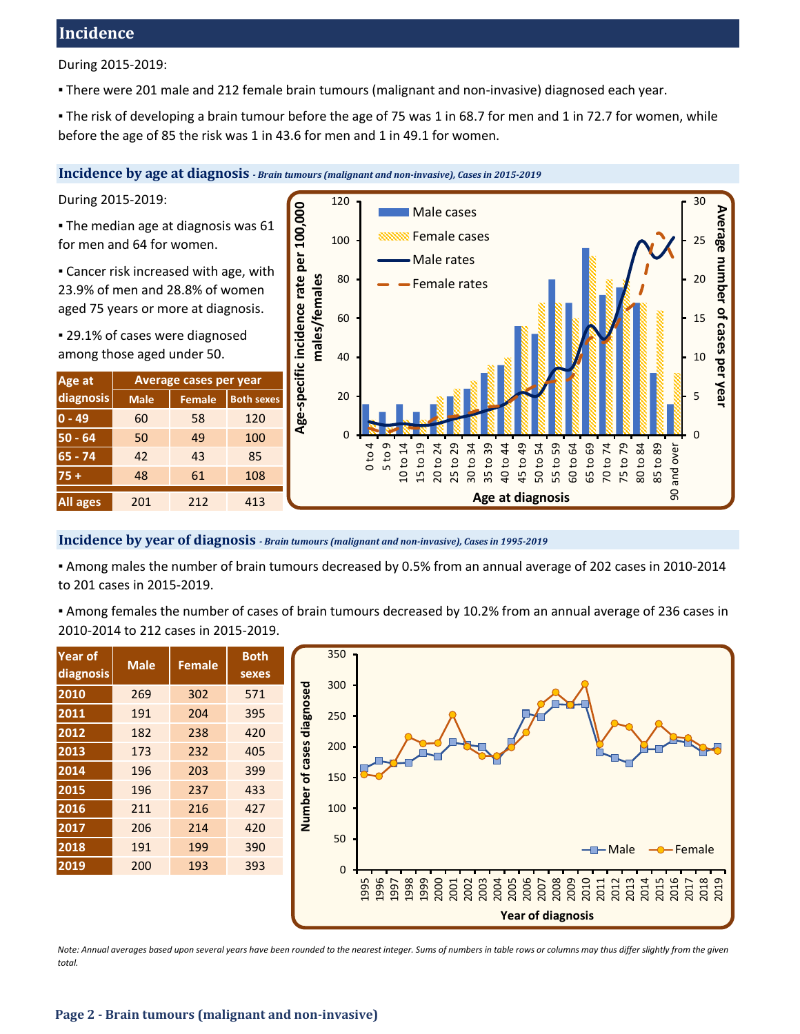## Incidence

During 2015-2019:

- There were 201 male and 212 female brain tumours (malignant and non-invasive) diagnosed each year.
- The risk of developing a brain tumour before the age of 75 was 1 in 68.7 for men and 1 in 72.7 for women, while before the age of 85 the risk was 1 in 43.6 for men and 1 in 49.1 for women.

### Incidence by age at diagnosis *- Brain tumours (malignant and non-invasive), Cases in 2015-2019*

During 2015-2019:

- The median age at diagnosis was 61 for men and 64 for women.
- Cancer risk increased with age, with 23.9% of men and 28.8% of women aged 75 years or more at diagnosis.
- 29.1% of cases were diagnosed among those aged under 50.

| Age at diagnosis | Average cases per year | | |
|---|---|---|---|
| | Male | Female | Both sexes |
| 0 - 49 | 60 | 58 | 120 |
| 50 - 64 | 50 | 49 | 100 |
| 65 - 74 | 42 | 43 | 85 |
| 75 + | 48 | 61 | 108 |
| All ages | 201 | 212 | 413 |

### Incidence by year of diagnosis *- Brain tumours (malignant and non-invasive), Cases in 1995-2019*

- Among males the number of brain tumours decreased by 0.5% from an annual average of 202 cases in 2010-2014 to 201 cases in 2015-2019.
- Among females the number of cases of brain tumours decreased by 10.2% from an annual average of 236 cases in 2010-2014 to 212 cases in 2015-2019.

| Year of diagnosis | Male | Female | Both sexes |
|---|---|---|---|
| 2010 | 269 | 302 | 571 |
| 2011 | 191 | 204 | 395 |
| 2012 | 182 | 238 | 420 |
| 2013 | 173 | 232 | 405 |
| 2014 | 196 | 203 | 399 |
| 2015 | 196 | 237 | 433 |
| 2016 | 211 | 216 | 427 |
| 2017 | 206 | 214 | 420 |
| 2018 | 191 | 199 | 390 |
| 2019 | 200 | 193 | 393 |

*Note: Annual averages based upon several years have been rounded to the nearest integer. Sums of numbers in table rows or columns may thus differ slightly from the given total.*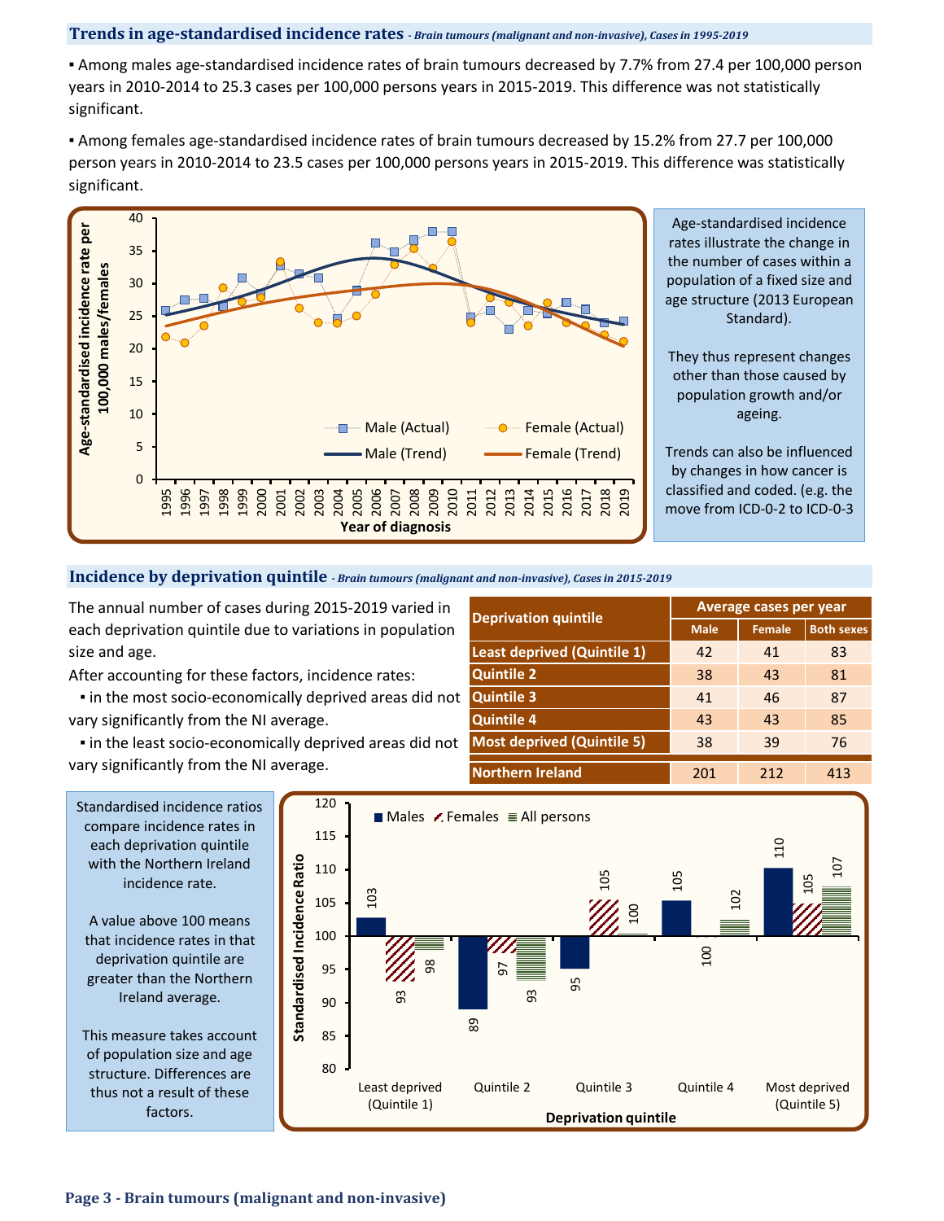## Trends in age-standardised incidence rates - *Brain tumours (malignant and non-invasive), Cases in 1995-2019*

- Among males age-standardised incidence rates of brain tumours decreased by 7.7% from 27.4 per 100,000 person years in 2010-2014 to 25.3 cases per 100,000 persons years in 2015-2019. This difference was not statistically significant.

- Among females age-standardised incidence rates of brain tumours decreased by 15.2% from 27.7 per 100,000 person years in 2010-2014 to 23.5 cases per 100,000 persons years in 2015-2019. This difference was statistically significant.

Age-standardised incidence rates illustrate the change in the number of cases within a population of a fixed size and age structure (2013 European Standard).

They thus represent changes other than those caused by population growth and/or ageing.

Trends can also be influenced by changes in how cancer is classified and coded. (e.g. the move from ICD-0-2 to ICD-0-3

## Incidence by deprivation quintile - *Brain tumours (malignant and non-invasive), Cases in 2015-2019*

The annual number of cases during 2015-2019 varied in each deprivation quintile due to variations in population size and age.

After accounting for these factors, incidence rates:

- in the most socio-economically deprived areas did not vary significantly from the NI average.
- in the least socio-economically deprived areas did not vary significantly from the NI average.

| Deprivation quintile | Average cases per year | | |
|---|---|---|---|
| | Male | Female | Both sexes |
| Least deprived (Quintile 1) | 42 | 41 | 83 |
| Quintile 2 | 38 | 43 | 81 |
| Quintile 3 | 41 | 46 | 87 |
| Quintile 4 | 43 | 43 | 85 |
| Most deprived (Quintile 5) | 38 | 39 | 76 |
| Northern Ireland | 201 | 212 | 413 |

Standardised incidence ratios compare incidence rates in each deprivation quintile with the Northern Ireland incidence rate.

A value above 100 means that incidence rates in that deprivation quintile are greater than the Northern Ireland average.

This measure takes account of population size and age structure. Differences are thus not a result of these factors.

| Deprivation quintile | Males | Females | All persons |
|---|---|---|---|
| Least deprived (Quintile 1) | 103 | 93 | 98 |
| Quintile 2 | 89 | 97 | 93 |
| Quintile 3 | 95 | 105 | 100 |
| Quintile 4 | 105 | 100 | 102 |
| Most deprived (Quintile 5) | 110 | 105 | 107 |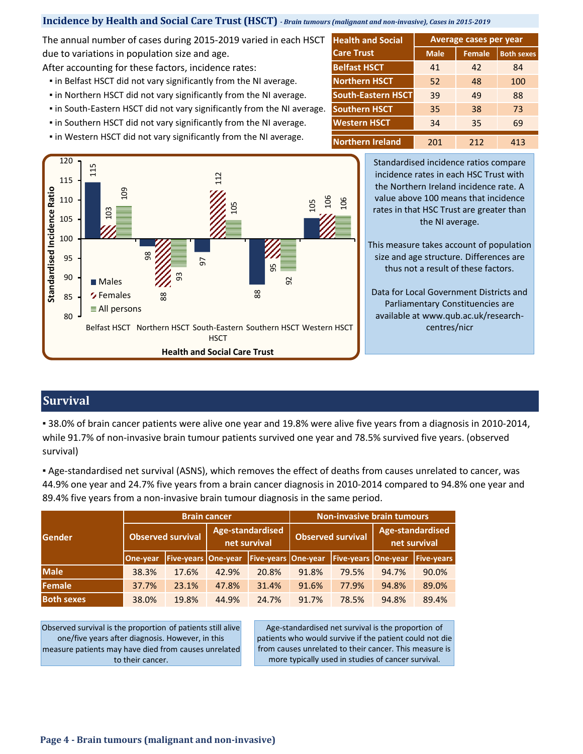## Incidence by Health and Social Care Trust (HSCT) *- Brain tumours (malignant and non-invasive), Cases in 2015-2019*

The annual number of cases during 2015-2019 varied in each HSCT due to variations in population size and age.

After accounting for these factors, incidence rates:

- in Belfast HSCT did not vary significantly from the NI average.
- in Northern HSCT did not vary significantly from the NI average.
- in South-Eastern HSCT did not vary significantly from the NI average.
- in Southern HSCT did not vary significantly from the NI average.
- in Western HSCT did not vary significantly from the NI average.

| Health and Social Care Trust | Average cases per year | | |
|---|---|---|---|
| | Male | Female | Both sexes |
| Belfast HSCT | 41 | 42 | 84 |
| Northern HSCT | 52 | 48 | 100 |
| South-Eastern HSCT | 39 | 49 | 88 |
| Southern HSCT | 35 | 38 | 73 |
| Western HSCT | 34 | 35 | 69 |
| Northern Ireland | 201 | 212 | 413 |

Standardised Incidence Ratio by Health and Social Care Trust:

| Health and Social Care Trust | Males | Females | All persons |
|---|---|---|---|
| Belfast HSCT | 115 | 103 | 109 |
| Northern HSCT | 98 | 88 | 93 |
| South-Eastern HSCT | 97 | 112 | 105 |
| Southern HSCT | 88 | 95 | 92 |
| Western HSCT | 105 | 106 | 106 |

Standardised incidence ratios compare incidence rates in each HSC Trust with the Northern Ireland incidence rate. A value above 100 means that incidence rates in that HSC Trust are greater than the NI average.

This measure takes account of population size and age structure. Differences are thus not a result of these factors.

Data for Local Government Districts and Parliamentary Constituencies are available at www.qub.ac.uk/research-centres/nicr

## Survival

- 38.0% of brain cancer patients were alive one year and 19.8% were alive five years from a diagnosis in 2010-2014, while 91.7% of non-invasive brain tumour patients survived one year and 78.5% survived five years. (observed survival)

- Age-standardised net survival (ASNS), which removes the effect of deaths from causes unrelated to cancer, was 44.9% one year and 24.7% five years from a brain cancer diagnosis in 2010-2014 compared to 94.8% one year and 89.4% five years from a non-invasive brain tumour diagnosis in the same period.

| Gender | Brain cancer | | | | Non-invasive brain tumours | | | |
|---|---|---|---|---|---|---|---|---|
| | Observed survival | | Age-standardised net survival | | Observed survival | | Age-standardised net survival | |
| | One-year | Five-years | One-year | Five-years | One-year | Five-years | One-year | Five-years |
| Male | 38.3% | 17.6% | 42.9% | 20.8% | 91.8% | 79.5% | 94.7% | 90.0% |
| Female | 37.7% | 23.1% | 47.8% | 31.4% | 91.6% | 77.9% | 94.8% | 89.0% |
| Both sexes | 38.0% | 19.8% | 44.9% | 24.7% | 91.7% | 78.5% | 94.8% | 89.4% |

Observed survival is the proportion of patients still alive one/five years after diagnosis. However, in this measure patients may have died from causes unrelated to their cancer.

Age-standardised net survival is the proportion of patients who would survive if the patient could not die from causes unrelated to their cancer. This measure is more typically used in studies of cancer survival.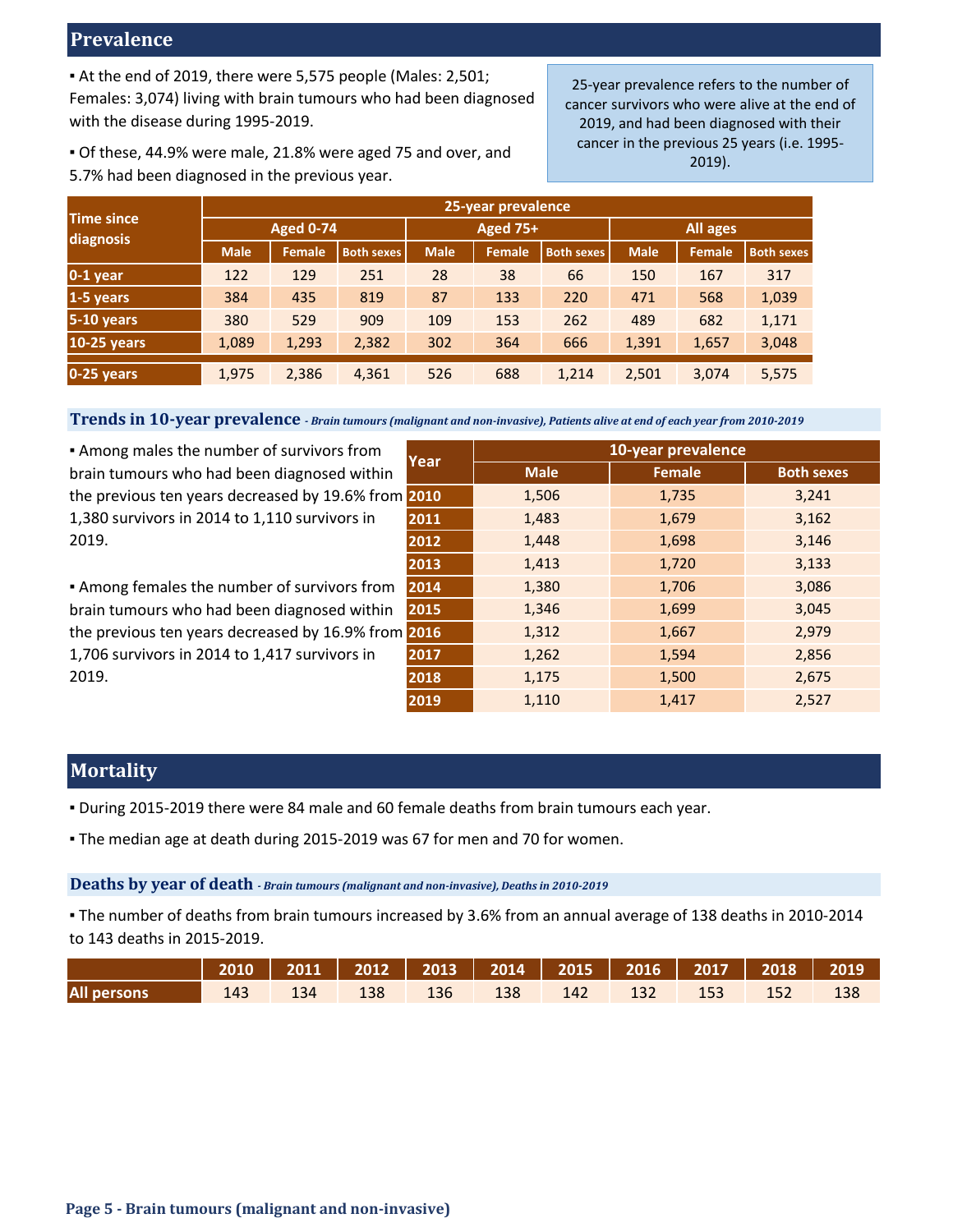## Prevalence

▪ At the end of 2019, there were 5,575 people (Males: 2,501; Females: 3,074) living with brain tumours who had been diagnosed with the disease during 1995-2019.

▪ Of these, 44.9% were male, 21.8% were aged 75 and over, and 5.7% had been diagnosed in the previous year.

25-year prevalence refers to the number of cancer survivors who were alive at the end of 2019, and had been diagnosed with their cancer in the previous 25 years (i.e. 1995-2019).

| Time since diagnosis | 25-year prevalence | | | | | | | | |
|---|---|---|---|---|---|---|---|---|---|
| | Aged 0-74 | | | Aged 75+ | | | All ages | | |
| | Male | Female | Both sexes | Male | Female | Both sexes | Male | Female | Both sexes |
| 0-1 year | 122 | 129 | 251 | 28 | 38 | 66 | 150 | 167 | 317 |
| 1-5 years | 384 | 435 | 819 | 87 | 133 | 220 | 471 | 568 | 1,039 |
| 5-10 years | 380 | 529 | 909 | 109 | 153 | 262 | 489 | 682 | 1,171 |
| 10-25 years | 1,089 | 1,293 | 2,382 | 302 | 364 | 666 | 1,391 | 1,657 | 3,048 |
| 0-25 years | 1,975 | 2,386 | 4,361 | 526 | 688 | 1,214 | 2,501 | 3,074 | 5,575 |

### Trends in 10-year prevalence *- Brain tumours (malignant and non-invasive), Patients alive at end of each year from 2010-2019*

▪ Among males the number of survivors from brain tumours who had been diagnosed within the previous ten years decreased by 19.6% from 1,380 survivors in 2014 to 1,110 survivors in 2019.

▪ Among females the number of survivors from brain tumours who had been diagnosed within the previous ten years decreased by 16.9% from 1,706 survivors in 2014 to 1,417 survivors in 2019.

| Year | 10-year prevalence | | |
|---|---|---|---|
| | Male | Female | Both sexes |
| 2010 | 1,506 | 1,735 | 3,241 |
| 2011 | 1,483 | 1,679 | 3,162 |
| 2012 | 1,448 | 1,698 | 3,146 |
| 2013 | 1,413 | 1,720 | 3,133 |
| 2014 | 1,380 | 1,706 | 3,086 |
| 2015 | 1,346 | 1,699 | 3,045 |
| 2016 | 1,312 | 1,667 | 2,979 |
| 2017 | 1,262 | 1,594 | 2,856 |
| 2018 | 1,175 | 1,500 | 2,675 |
| 2019 | 1,110 | 1,417 | 2,527 |

## Mortality

▪ During 2015-2019 there were 84 male and 60 female deaths from brain tumours each year.

▪ The median age at death during 2015-2019 was 67 for men and 70 for women.

### Deaths by year of death *- Brain tumours (malignant and non-invasive), Deaths in 2010-2019*

▪ The number of deaths from brain tumours increased by 3.6% from an annual average of 138 deaths in 2010-2014 to 143 deaths in 2015-2019.

| | 2010 | 2011 | 2012 | 2013 | 2014 | 2015 | 2016 | 2017 | 2018 | 2019 |
|---|---|---|---|---|---|---|---|---|---|---|
| All persons | 143 | 134 | 138 | 136 | 138 | 142 | 132 | 153 | 152 | 138 |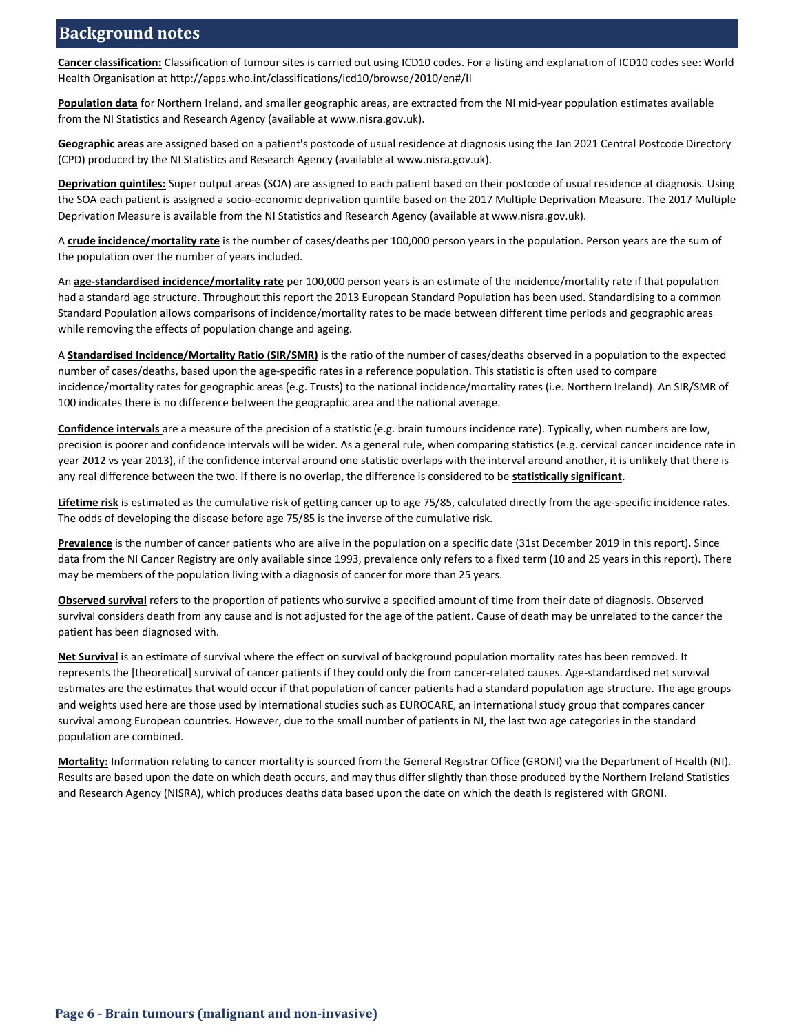## Background notes

**Cancer classification:** Classification of tumour sites is carried out using ICD10 codes. For a listing and explanation of ICD10 codes see: World Health Organisation at http://apps.who.int/classifications/icd10/browse/2010/en#/II

**Population data** for Northern Ireland, and smaller geographic areas, are extracted from the NI mid-year population estimates available from the NI Statistics and Research Agency (available at www.nisra.gov.uk).

**Geographic areas** are assigned based on a patient's postcode of usual residence at diagnosis using the Jan 2021 Central Postcode Directory (CPD) produced by the NI Statistics and Research Agency (available at www.nisra.gov.uk).

**Deprivation quintiles:** Super output areas (SOA) are assigned to each patient based on their postcode of usual residence at diagnosis. Using the SOA each patient is assigned a socio-economic deprivation quintile based on the 2017 Multiple Deprivation Measure. The 2017 Multiple Deprivation Measure is available from the NI Statistics and Research Agency (available at www.nisra.gov.uk).

A **crude incidence/mortality rate** is the number of cases/deaths per 100,000 person years in the population. Person years are the sum of the population over the number of years included.

An **age-standardised incidence/mortality rate** per 100,000 person years is an estimate of the incidence/mortality rate if that population had a standard age structure. Throughout this report the 2013 European Standard Population has been used. Standardising to a common Standard Population allows comparisons of incidence/mortality rates to be made between different time periods and geographic areas while removing the effects of population change and ageing.

A **Standardised Incidence/Mortality Ratio (SIR/SMR)** is the ratio of the number of cases/deaths observed in a population to the expected number of cases/deaths, based upon the age-specific rates in a reference population. This statistic is often used to compare incidence/mortality rates for geographic areas (e.g. Trusts) to the national incidence/mortality rates (i.e. Northern Ireland). An SIR/SMR of 100 indicates there is no difference between the geographic area and the national average.

**Confidence intervals** are a measure of the precision of a statistic (e.g. brain tumours incidence rate). Typically, when numbers are low, precision is poorer and confidence intervals will be wider. As a general rule, when comparing statistics (e.g. cervical cancer incidence rate in year 2012 vs year 2013), if the confidence interval around one statistic overlaps with the interval around another, it is unlikely that there is any real difference between the two. If there is no overlap, the difference is considered to be **statistically significant**.

**Lifetime risk** is estimated as the cumulative risk of getting cancer up to age 75/85, calculated directly from the age-specific incidence rates. The odds of developing the disease before age 75/85 is the inverse of the cumulative risk.

**Prevalence** is the number of cancer patients who are alive in the population on a specific date (31st December 2019 in this report). Since data from the NI Cancer Registry are only available since 1993, prevalence only refers to a fixed term (10 and 25 years in this report). There may be members of the population living with a diagnosis of cancer for more than 25 years.

**Observed survival** refers to the proportion of patients who survive a specified amount of time from their date of diagnosis. Observed survival considers death from any cause and is not adjusted for the age of the patient. Cause of death may be unrelated to the cancer the patient has been diagnosed with.

**Net Survival** is an estimate of survival where the effect on survival of background population mortality rates has been removed. It represents the [theoretical] survival of cancer patients if they could only die from cancer-related causes. Age-standardised net survival estimates are the estimates that would occur if that population of cancer patients had a standard population age structure. The age groups and weights used here are those used by international studies such as EUROCARE, an international study group that compares cancer survival among European countries. However, due to the small number of patients in NI, the last two age categories in the standard population are combined.

**Mortality:** Information relating to cancer mortality is sourced from the General Registrar Office (GRONI) via the Department of Health (NI). Results are based upon the date on which death occurs, and may thus differ slightly than those produced by the Northern Ireland Statistics and Research Agency (NISRA), which produces deaths data based upon the date on which the death is registered with GRONI.